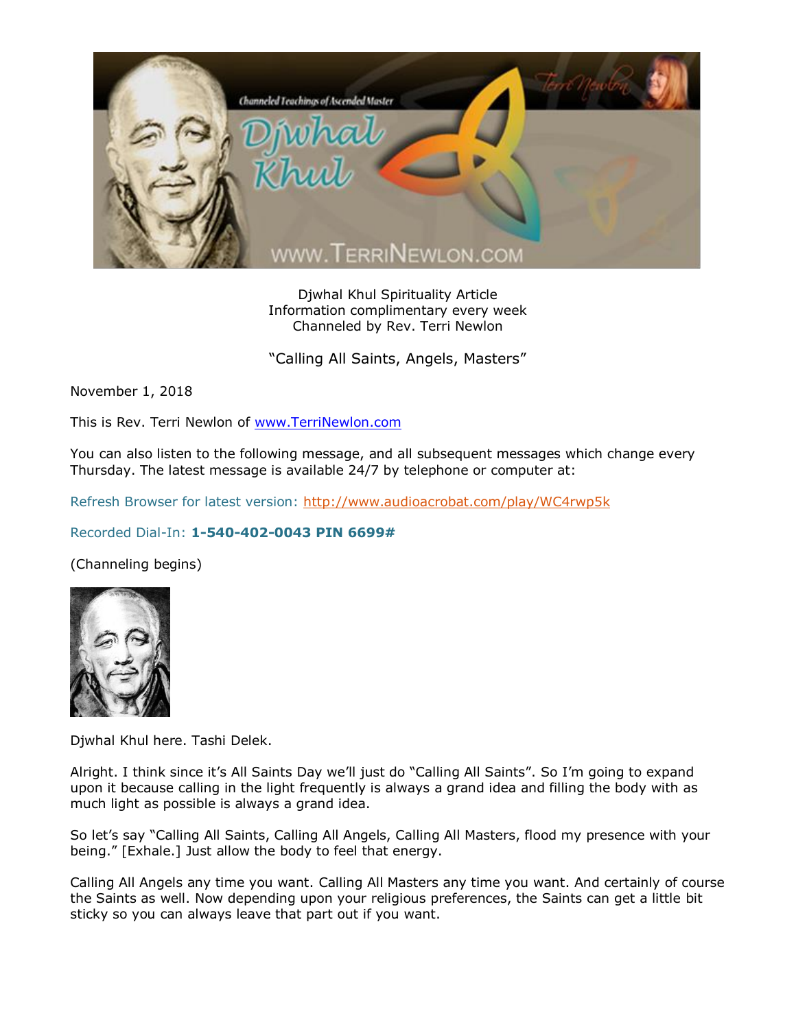Djwhal Khul Spirituality Article
Information complimentary every week
Channeled by Rev. Terri Newlon

"Calling All Saints, Angels, Masters"

November 1, 2018

This is Rev. Terri Newlon of www.TerriNewlon.com

You can also listen to the following message, and all subsequent messages which change every Thursday. The latest message is available 24/7 by telephone or computer at:

Refresh Browser for latest version: http://www.audioacrobat.com/play/WC4rwp5k

Recorded Dial-In: **1-540-402-0043 PIN 6699#**

(Channeling begins)

Djwhal Khul here. Tashi Delek.

Alright. I think since it's All Saints Day we'll just do "Calling All Saints". So I'm going to expand upon it because calling in the light frequently is always a grand idea and filling the body with as much light as possible is always a grand idea.

So let's say "Calling All Saints, Calling All Angels, Calling All Masters, flood my presence with your being." [Exhale.] Just allow the body to feel that energy.

Calling All Angels any time you want. Calling All Masters any time you want. And certainly of course the Saints as well. Now depending upon your religious preferences, the Saints can get a little bit sticky so you can always leave that part out if you want.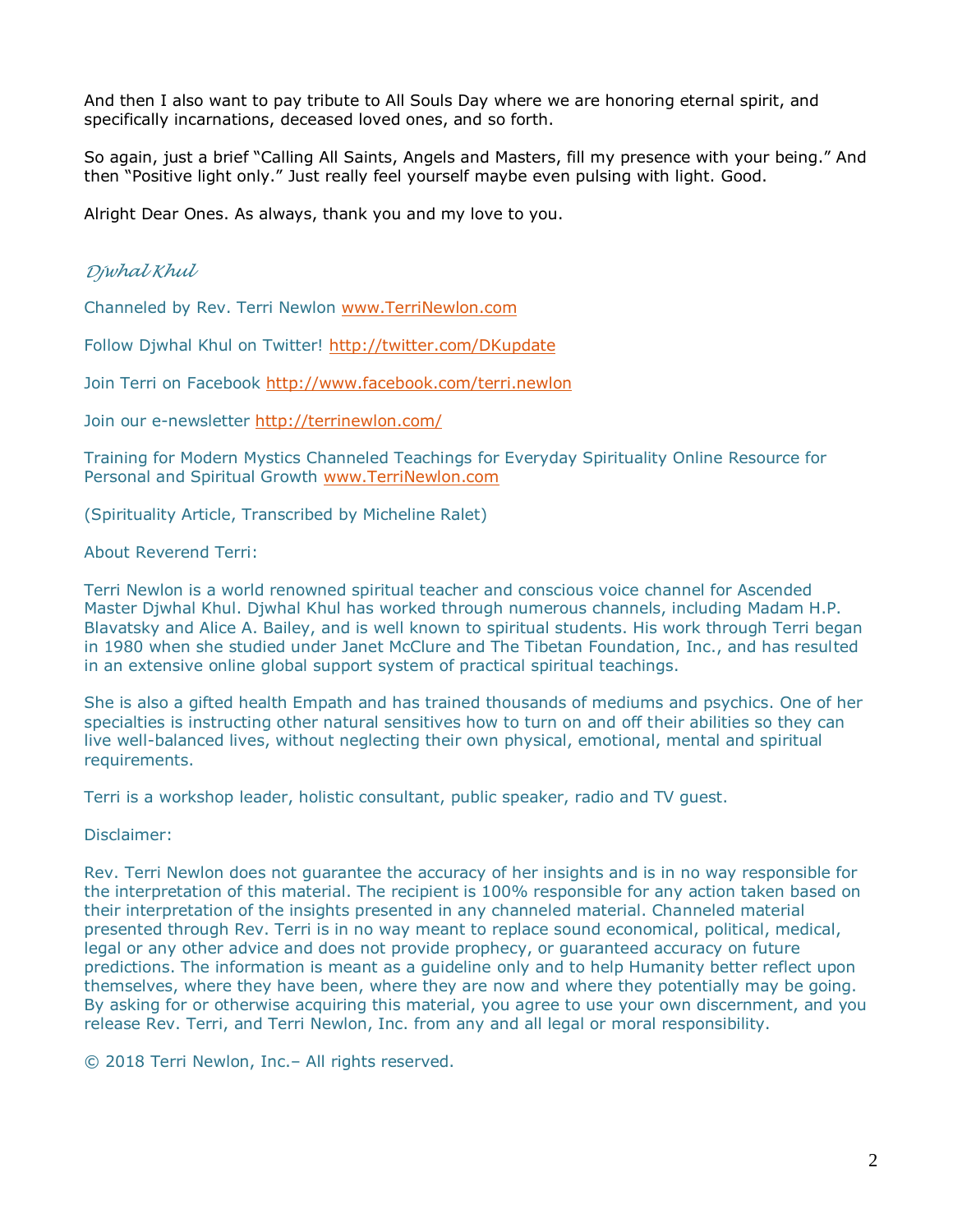And then I also want to pay tribute to All Souls Day where we are honoring eternal spirit, and specifically incarnations, deceased loved ones, and so forth.

So again, just a brief "Calling All Saints, Angels and Masters, fill my presence with your being." And then "Positive light only." Just really feel yourself maybe even pulsing with light. Good.

Alright Dear Ones. As always, thank you and my love to you.

*Djwhal Khul*

Channeled by Rev. Terri Newlon www.TerriNewlon.com

Follow Djwhal Khul on Twitter! http://twitter.com/DKupdate

Join Terri on Facebook http://www.facebook.com/terri.newlon

Join our e-newsletter http://terrinewlon.com/

Training for Modern Mystics Channeled Teachings for Everyday Spirituality Online Resource for Personal and Spiritual Growth www.TerriNewlon.com

(Spirituality Article, Transcribed by Micheline Ralet)

About Reverend Terri:

Terri Newlon is a world renowned spiritual teacher and conscious voice channel for Ascended Master Djwhal Khul. Djwhal Khul has worked through numerous channels, including Madam H.P. Blavatsky and Alice A. Bailey, and is well known to spiritual students. His work through Terri began in 1980 when she studied under Janet McClure and The Tibetan Foundation, Inc., and has resulted in an extensive online global support system of practical spiritual teachings.

She is also a gifted health Empath and has trained thousands of mediums and psychics. One of her specialties is instructing other natural sensitives how to turn on and off their abilities so they can live well-balanced lives, without neglecting their own physical, emotional, mental and spiritual requirements.

Terri is a workshop leader, holistic consultant, public speaker, radio and TV guest.

Disclaimer:

Rev. Terri Newlon does not guarantee the accuracy of her insights and is in no way responsible for the interpretation of this material. The recipient is 100% responsible for any action taken based on their interpretation of the insights presented in any channeled material. Channeled material presented through Rev. Terri is in no way meant to replace sound economical, political, medical, legal or any other advice and does not provide prophecy, or guaranteed accuracy on future predictions. The information is meant as a guideline only and to help Humanity better reflect upon themselves, where they have been, where they are now and where they potentially may be going. By asking for or otherwise acquiring this material, you agree to use your own discernment, and you release Rev. Terri, and Terri Newlon, Inc. from any and all legal or moral responsibility.

© 2018 Terri Newlon, Inc.– All rights reserved.